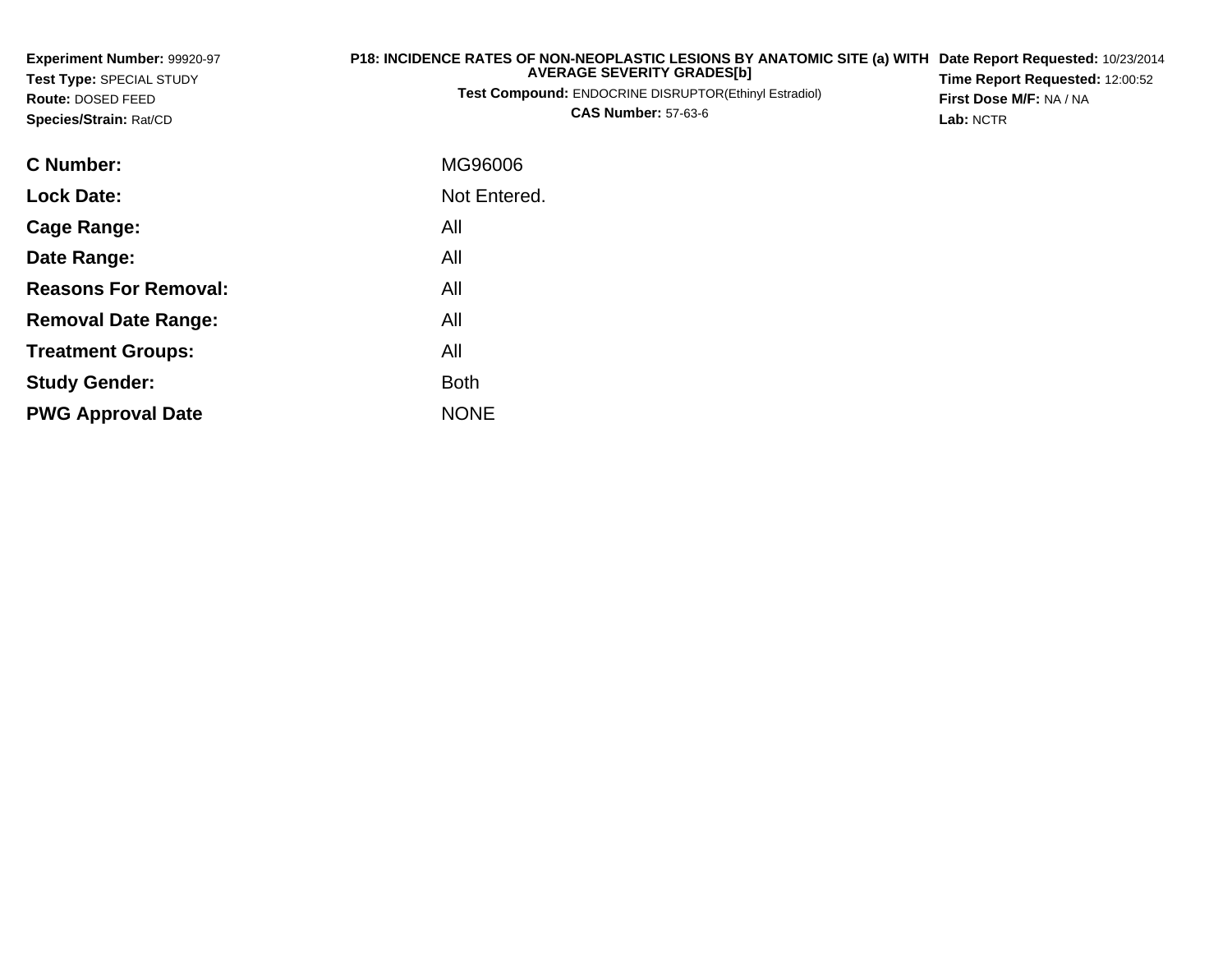**Experiment Number:** 99920-97
**Test Type:** SPECIAL STUDY
**Route:** DOSED FEED
**Species/Strain:** Rat/CD

**P18: INCIDENCE RATES OF NON-NEOPLASTIC LESIONS BY ANATOMIC SITE (a) WITH AVERAGE SEVERITY GRADES[b]**
**Test Compound:** ENDOCRINE DISRUPTOR(Ethinyl Estradiol)
**CAS Number:** 57-63-6

**Date Report Requested:** 10/23/2014
**Time Report Requested:** 12:00:52
**First Dose M/F:** NA / NA
**Lab:** NCTR

| | |
|---|---|
| **C Number:** | MG96006 |
| **Lock Date:** | Not Entered. |
| **Cage Range:** | All |
| **Date Range:** | All |
| **Reasons For Removal:** | All |
| **Removal Date Range:** | All |
| **Treatment Groups:** | All |
| **Study Gender:** | Both |
| **PWG Approval Date** | NONE |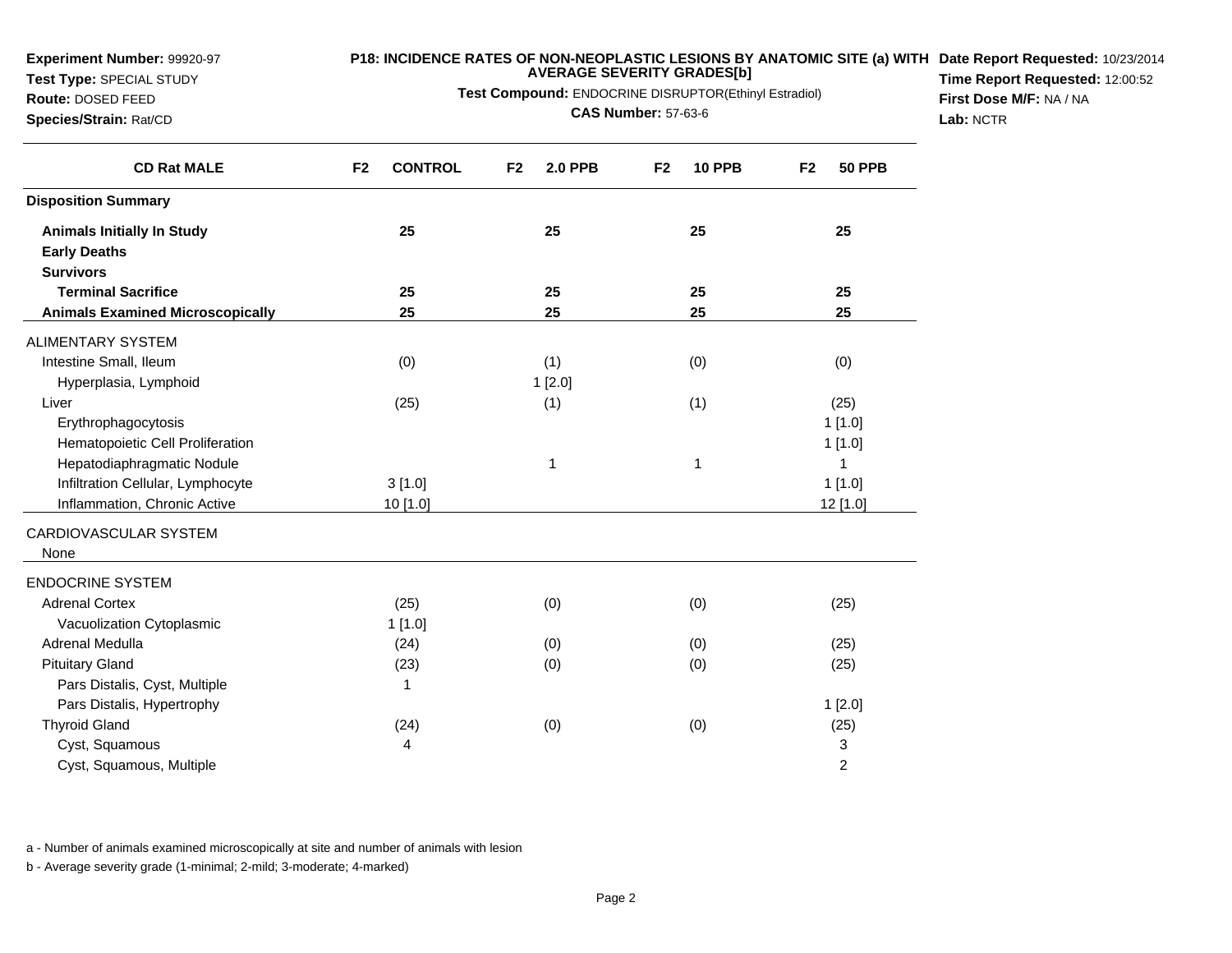**Experiment Number:** 99920-97
**Test Type:** SPECIAL STUDY
**Route:** DOSED FEED
**Species/Strain:** Rat/CD

**P18: INCIDENCE RATES OF NON-NEOPLASTIC LESIONS BY ANATOMIC SITE (a) WITH AVERAGE SEVERITY GRADES[b]**
**Test Compound:** ENDOCRINE DISRUPTOR(Ethinyl Estradiol)
**CAS Number:** 57-63-6

**Date Report Requested:** 10/23/2014
**Time Report Requested:** 12:00:52
**First Dose M/F:** NA / NA
**Lab:** NCTR

| CD Rat MALE | F2 CONTROL | F2 2.0 PPB | F2 10 PPB | F2 50 PPB |
|---|---|---|---|---|
| **Disposition Summary** | | | | |
| **Animals Initially In Study** | **25** | **25** | **25** | **25** |
| **Early Deaths** | | | | |
| **Survivors** | | | | |
| **Terminal Sacrifice** | **25** | **25** | **25** | **25** |
| **Animals Examined Microscopically** | **25** | **25** | **25** | **25** |
| ALIMENTARY SYSTEM | | | | |
| Intestine Small, Ileum | (0) | (1) | (0) | (0) |
| Hyperplasia, Lymphoid | | 1 [2.0] | | |
| Liver | (25) | (1) | (1) | (25) |
| Erythrophagocytosis | | | | 1 [1.0] |
| Hematopoietic Cell Proliferation | | | | 1 [1.0] |
| Hepatodiaphragmatic Nodule | | 1 | 1 | 1 |
| Infiltration Cellular, Lymphocyte | 3 [1.0] | | | 1 [1.0] |
| Inflammation, Chronic Active | 10 [1.0] | | | 12 [1.0] |
| CARDIOVASCULAR SYSTEM | | | | |
| None | | | | |
| ENDOCRINE SYSTEM | | | | |
| Adrenal Cortex | (25) | (0) | (0) | (25) |
| Vacuolization Cytoplasmic | 1 [1.0] | | | |
| Adrenal Medulla | (24) | (0) | (0) | (25) |
| Pituitary Gland | (23) | (0) | (0) | (25) |
| Pars Distalis, Cyst, Multiple | 1 | | | |
| Pars Distalis, Hypertrophy | | | | 1 [2.0] |
| Thyroid Gland | (24) | (0) | (0) | (25) |
| Cyst, Squamous | 4 | | | 3 |
| Cyst, Squamous, Multiple | | | | 2 |

a - Number of animals examined microscopically at site and number of animals with lesion

b - Average severity grade (1-minimal; 2-mild; 3-moderate; 4-marked)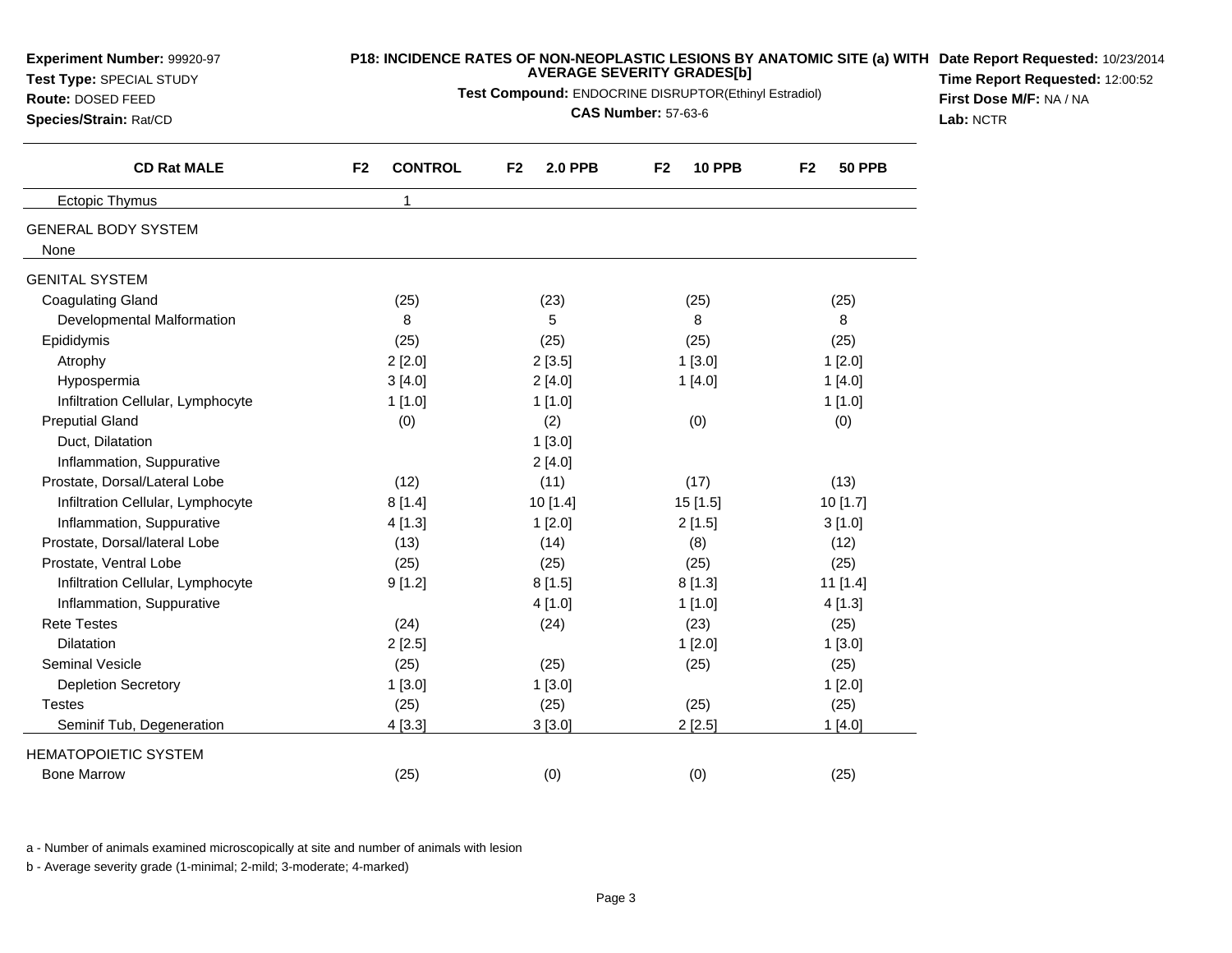**Experiment Number:** 99920-97
**Test Type:** SPECIAL STUDY
**Route:** DOSED FEED
**Species/Strain:** Rat/CD

**P18: INCIDENCE RATES OF NON-NEOPLASTIC LESIONS BY ANATOMIC SITE (a) WITH AVERAGE SEVERITY GRADES[b]**
**Test Compound:** ENDOCRINE DISRUPTOR(Ethinyl Estradiol)
**CAS Number:** 57-63-6

**Date Report Requested:** 10/23/2014
**Time Report Requested:** 12:00:52
**First Dose M/F:** NA / NA
**Lab:** NCTR

| CD Rat MALE | F2 CONTROL | F2 2.0 PPB | F2 10 PPB | F2 50 PPB |
|---|---|---|---|---|
| Ectopic Thymus | 1 | | | |
| GENERAL BODY SYSTEM | | | | |
| None | | | | |
| GENITAL SYSTEM | | | | |
| Coagulating Gland | (25) | (23) | (25) | (25) |
| Developmental Malformation | 8 | 5 | 8 | 8 |
| Epididymis | (25) | (25) | (25) | (25) |
| Atrophy | 2 [2.0] | 2 [3.5] | 1 [3.0] | 1 [2.0] |
| Hypospermia | 3 [4.0] | 2 [4.0] | 1 [4.0] | 1 [4.0] |
| Infiltration Cellular, Lymphocyte | 1 [1.0] | 1 [1.0] | | 1 [1.0] |
| Preputial Gland | (0) | (2) | (0) | (0) |
| Duct, Dilatation | | 1 [3.0] | | |
| Inflammation, Suppurative | | 2 [4.0] | | |
| Prostate, Dorsal/Lateral Lobe | (12) | (11) | (17) | (13) |
| Infiltration Cellular, Lymphocyte | 8 [1.4] | 10 [1.4] | 15 [1.5] | 10 [1.7] |
| Inflammation, Suppurative | 4 [1.3] | 1 [2.0] | 2 [1.5] | 3 [1.0] |
| Prostate, Dorsal/lateral Lobe | (13) | (14) | (8) | (12) |
| Prostate, Ventral Lobe | (25) | (25) | (25) | (25) |
| Infiltration Cellular, Lymphocyte | 9 [1.2] | 8 [1.5] | 8 [1.3] | 11 [1.4] |
| Inflammation, Suppurative | | 4 [1.0] | 1 [1.0] | 4 [1.3] |
| Rete Testes | (24) | (24) | (23) | (25) |
| Dilatation | 2 [2.5] | | 1 [2.0] | 1 [3.0] |
| Seminal Vesicle | (25) | (25) | (25) | (25) |
| Depletion Secretory | 1 [3.0] | 1 [3.0] | | 1 [2.0] |
| Testes | (25) | (25) | (25) | (25) |
| Seminif Tub, Degeneration | 4 [3.3] | 3 [3.0] | 2 [2.5] | 1 [4.0] |
| HEMATOPOIETIC SYSTEM | | | | |
| Bone Marrow | (25) | (0) | (0) | (25) |

a - Number of animals examined microscopically at site and number of animals with lesion

b - Average severity grade (1-minimal; 2-mild; 3-moderate; 4-marked)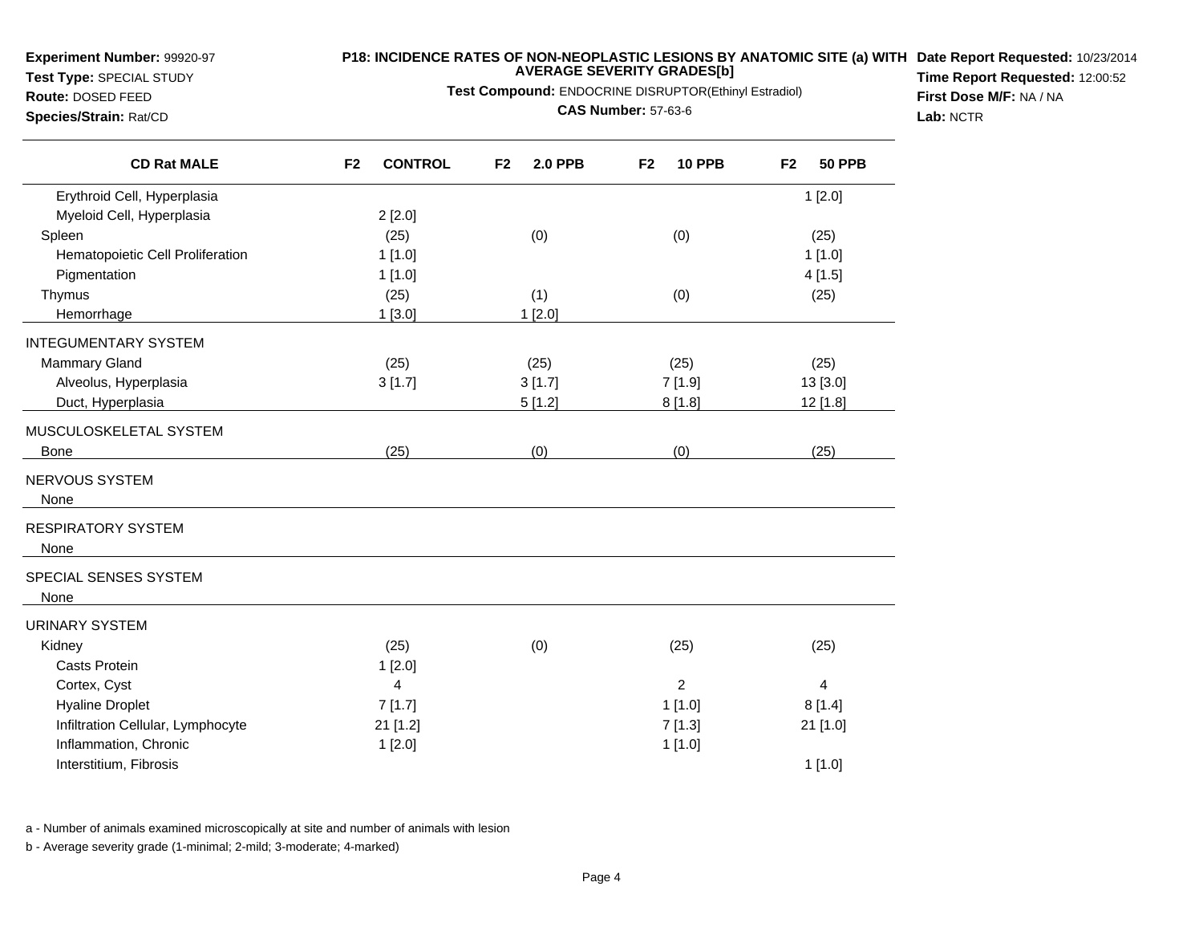**Experiment Number:** 99920-97
**Test Type:** SPECIAL STUDY
**Route:** DOSED FEED
**Species/Strain:** Rat/CD

**P18: INCIDENCE RATES OF NON-NEOPLASTIC LESIONS BY ANATOMIC SITE (a) WITH AVERAGE SEVERITY GRADES[b]**

**Test Compound:** ENDOCRINE DISRUPTOR(Ethinyl Estradiol)

**CAS Number:** 57-63-6

**Date Report Requested:** 10/23/2014
**Time Report Requested:** 12:00:52
**First Dose M/F:** NA / NA
**Lab:** NCTR

| CD Rat MALE | F2 CONTROL | F2 2.0 PPB | F2 10 PPB | F2 50 PPB |
|---|---|---|---|---|
| Erythroid Cell, Hyperplasia | | | | 1 [2.0] |
| Myeloid Cell, Hyperplasia | 2 [2.0] | | | |
| Spleen | (25) | (0) | (0) | (25) |
| Hematopoietic Cell Proliferation | 1 [1.0] | | | 1 [1.0] |
| Pigmentation | 1 [1.0] | | | 4 [1.5] |
| Thymus | (25) | (1) | (0) | (25) |
| Hemorrhage | 1 [3.0] | 1 [2.0] | | |
| INTEGUMENTARY SYSTEM | | | | |
| Mammary Gland | (25) | (25) | (25) | (25) |
| Alveolus, Hyperplasia | 3 [1.7] | 3 [1.7] | 7 [1.9] | 13 [3.0] |
| Duct, Hyperplasia | | 5 [1.2] | 8 [1.8] | 12 [1.8] |
| MUSCULOSKELETAL SYSTEM | | | | |
| Bone | (25) | (0) | (0) | (25) |
| NERVOUS SYSTEM | | | | |
| None | | | | |
| RESPIRATORY SYSTEM | | | | |
| None | | | | |
| SPECIAL SENSES SYSTEM | | | | |
| None | | | | |
| URINARY SYSTEM | | | | |
| Kidney | (25) | (0) | (25) | (25) |
| Casts Protein | 1 [2.0] | | | |
| Cortex, Cyst | 4 | | 2 | 4 |
| Hyaline Droplet | 7 [1.7] | | 1 [1.0] | 8 [1.4] |
| Infiltration Cellular, Lymphocyte | 21 [1.2] | | 7 [1.3] | 21 [1.0] |
| Inflammation, Chronic | 1 [2.0] | | 1 [1.0] | |
| Interstitium, Fibrosis | | | | 1 [1.0] |

a - Number of animals examined microscopically at site and number of animals with lesion

b - Average severity grade (1-minimal; 2-mild; 3-moderate; 4-marked)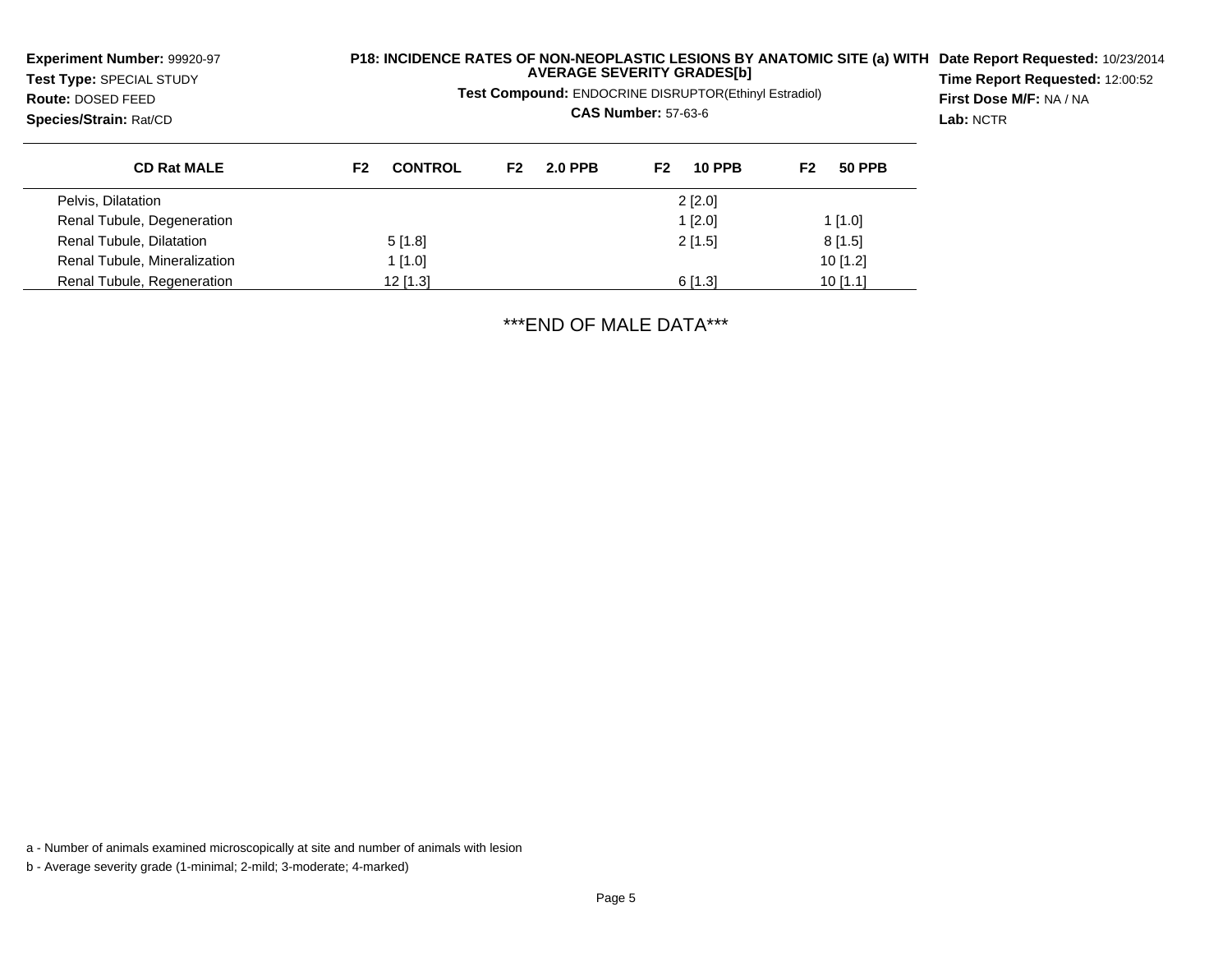**Experiment Number:** 99920-97
**Test Type:** SPECIAL STUDY
**Route:** DOSED FEED
**Species/Strain:** Rat/CD

**P18: INCIDENCE RATES OF NON-NEOPLASTIC LESIONS BY ANATOMIC SITE (a) WITH AVERAGE SEVERITY GRADES[b]**

**Test Compound:** ENDOCRINE DISRUPTOR(Ethinyl Estradiol)

**CAS Number:** 57-63-6

**Date Report Requested:** 10/23/2014
**Time Report Requested:** 12:00:52
**First Dose M/F:** NA / NA
**Lab:** NCTR

| CD Rat MALE | F2 CONTROL | F2 2.0 PPB | F2 10 PPB | F2 50 PPB |
|---|---|---|---|---|
| Pelvis, Dilatation | | | 2 [2.0] | |
| Renal Tubule, Degeneration | | | 1 [2.0] | 1 [1.0] |
| Renal Tubule, Dilatation | 5 [1.8] | | 2 [1.5] | 8 [1.5] |
| Renal Tubule, Mineralization | 1 [1.0] | | | 10 [1.2] |
| Renal Tubule, Regeneration | 12 [1.3] | | 6 [1.3] | 10 [1.1] |

***END OF MALE DATA***

a - Number of animals examined microscopically at site and number of animals with lesion

b - Average severity grade (1-minimal; 2-mild; 3-moderate; 4-marked)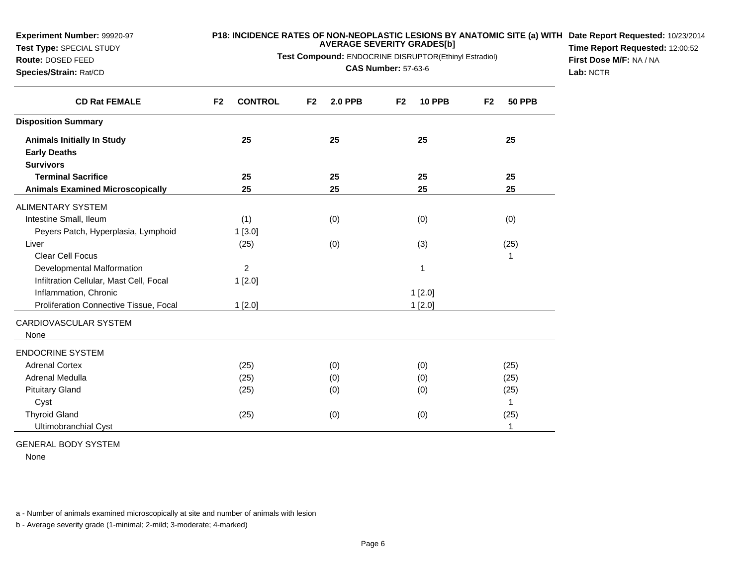**Experiment Number:** 99920-97
**Test Type:** SPECIAL STUDY
**Route:** DOSED FEED
**Species/Strain:** Rat/CD

**P18: INCIDENCE RATES OF NON-NEOPLASTIC LESIONS BY ANATOMIC SITE (a) WITH AVERAGE SEVERITY GRADES[b]**
**Test Compound:** ENDOCRINE DISRUPTOR(Ethinyl Estradiol)
**CAS Number:** 57-63-6

**Date Report Requested:** 10/23/2014
**Time Report Requested:** 12:00:52
**First Dose M/F:** NA / NA
**Lab:** NCTR

| CD Rat FEMALE | F2 CONTROL | F2 2.0 PPB | F2 10 PPB | F2 50 PPB |
|---|---|---|---|---|
| **Disposition Summary** | | | | |
| **Animals Initially In Study** | 25 | 25 | 25 | 25 |
| **Early Deaths** | | | | |
| **Survivors** | | | | |
| **Terminal Sacrifice** | 25 | 25 | 25 | 25 |
| **Animals Examined Microscopically** | 25 | 25 | 25 | 25 |
| ALIMENTARY SYSTEM | | | | |
| Intestine Small, Ileum | (1) | (0) | (0) | (0) |
| Peyers Patch, Hyperplasia, Lymphoid | 1 [3.0] | | | |
| Liver | (25) | (0) | (3) | (25) |
| Clear Cell Focus | | | | 1 |
| Developmental Malformation | 2 | | 1 | |
| Infiltration Cellular, Mast Cell, Focal | 1 [2.0] | | | |
| Inflammation, Chronic | | | 1 [2.0] | |
| Proliferation Connective Tissue, Focal | 1 [2.0] | | 1 [2.0] | |
| CARDIOVASCULAR SYSTEM | | | | |
| None | | | | |
| ENDOCRINE SYSTEM | | | | |
| Adrenal Cortex | (25) | (0) | (0) | (25) |
| Adrenal Medulla | (25) | (0) | (0) | (25) |
| Pituitary Gland | (25) | (0) | (0) | (25) |
| Cyst | | | | 1 |
| Thyroid Gland | (25) | (0) | (0) | (25) |
| Ultimobranchial Cyst | | | | 1 |
| GENERAL BODY SYSTEM | | | | |
| None | | | | |

a - Number of animals examined microscopically at site and number of animals with lesion

b - Average severity grade (1-minimal; 2-mild; 3-moderate; 4-marked)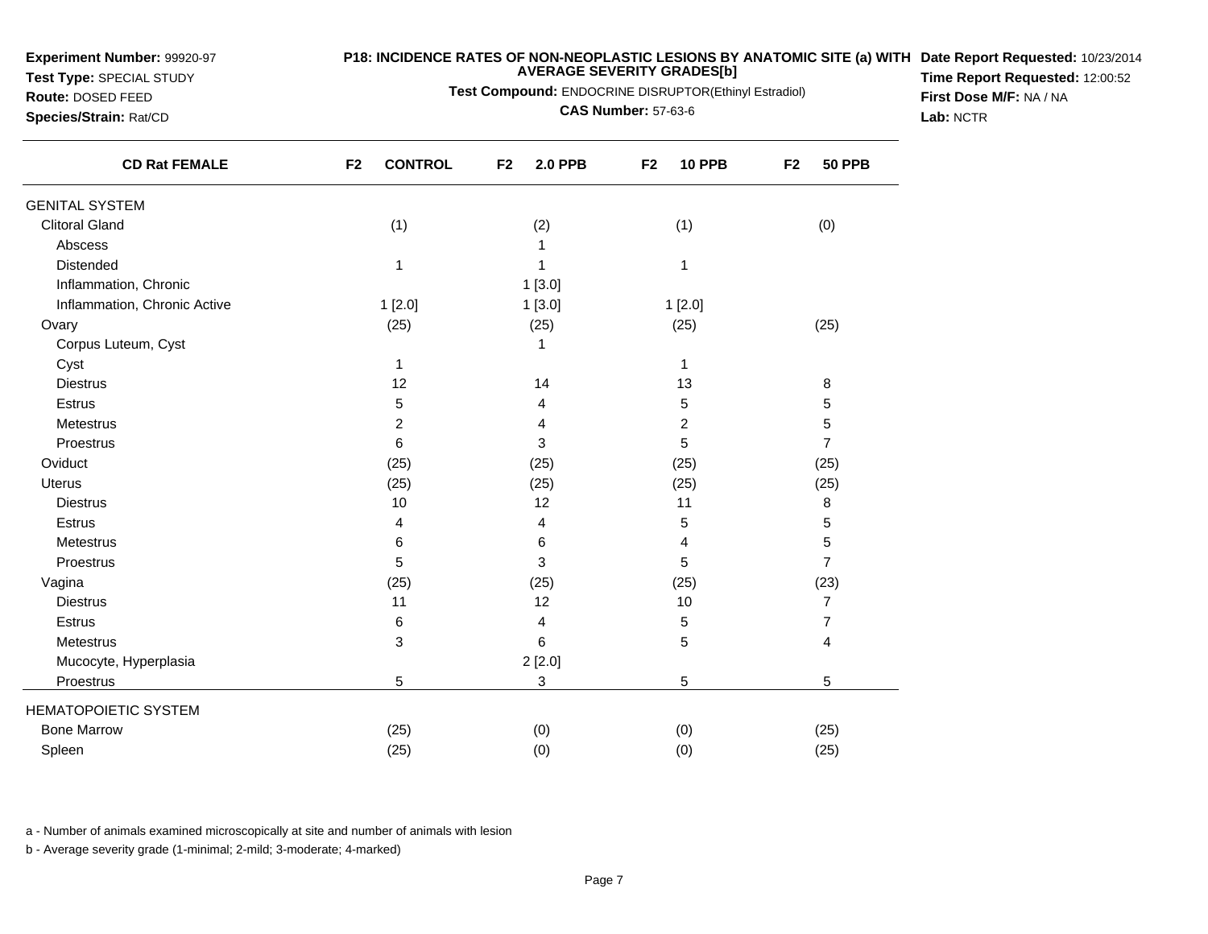**Experiment Number:** 99920-97
**Test Type:** SPECIAL STUDY
**Route:** DOSED FEED
**Species/Strain:** Rat/CD

**P18: INCIDENCE RATES OF NON-NEOPLASTIC LESIONS BY ANATOMIC SITE (a) WITH AVERAGE SEVERITY GRADES[b]**
**Test Compound:** ENDOCRINE DISRUPTOR(Ethinyl Estradiol)
**CAS Number:** 57-63-6

**Date Report Requested:** 10/23/2014
**Time Report Requested:** 12:00:52
**First Dose M/F:** NA / NA
**Lab:** NCTR

| CD Rat FEMALE | F2 CONTROL | F2 2.0 PPB | F2 10 PPB | F2 50 PPB |
|---|---|---|---|---|
| GENITAL SYSTEM | | | | |
| Clitoral Gland | (1) | (2) | (1) | (0) |
| Abscess | | 1 | | |
| Distended | 1 | 1 | 1 | |
| Inflammation, Chronic | | 1 [3.0] | | |
| Inflammation, Chronic Active | 1 [2.0] | 1 [3.0] | 1 [2.0] | |
| Ovary | (25) | (25) | (25) | (25) |
| Corpus Luteum, Cyst | | 1 | | |
| Cyst | 1 | | 1 | |
| Diestrus | 12 | 14 | 13 | 8 |
| Estrus | 5 | 4 | 5 | 5 |
| Metestrus | 2 | 4 | 2 | 5 |
| Proestrus | 6 | 3 | 5 | 7 |
| Oviduct | (25) | (25) | (25) | (25) |
| Uterus | (25) | (25) | (25) | (25) |
| Diestrus | 10 | 12 | 11 | 8 |
| Estrus | 4 | 4 | 5 | 5 |
| Metestrus | 6 | 6 | 4 | 5 |
| Proestrus | 5 | 3 | 5 | 7 |
| Vagina | (25) | (25) | (25) | (23) |
| Diestrus | 11 | 12 | 10 | 7 |
| Estrus | 6 | 4 | 5 | 7 |
| Metestrus | 3 | 6 | 5 | 4 |
| Mucocyte, Hyperplasia | | 2 [2.0] | | |
| Proestrus | 5 | 3 | 5 | 5 |
| HEMATOPOIETIC SYSTEM | | | | |
| Bone Marrow | (25) | (0) | (0) | (25) |
| Spleen | (25) | (0) | (0) | (25) |

a - Number of animals examined microscopically at site and number of animals with lesion

b - Average severity grade (1-minimal; 2-mild; 3-moderate; 4-marked)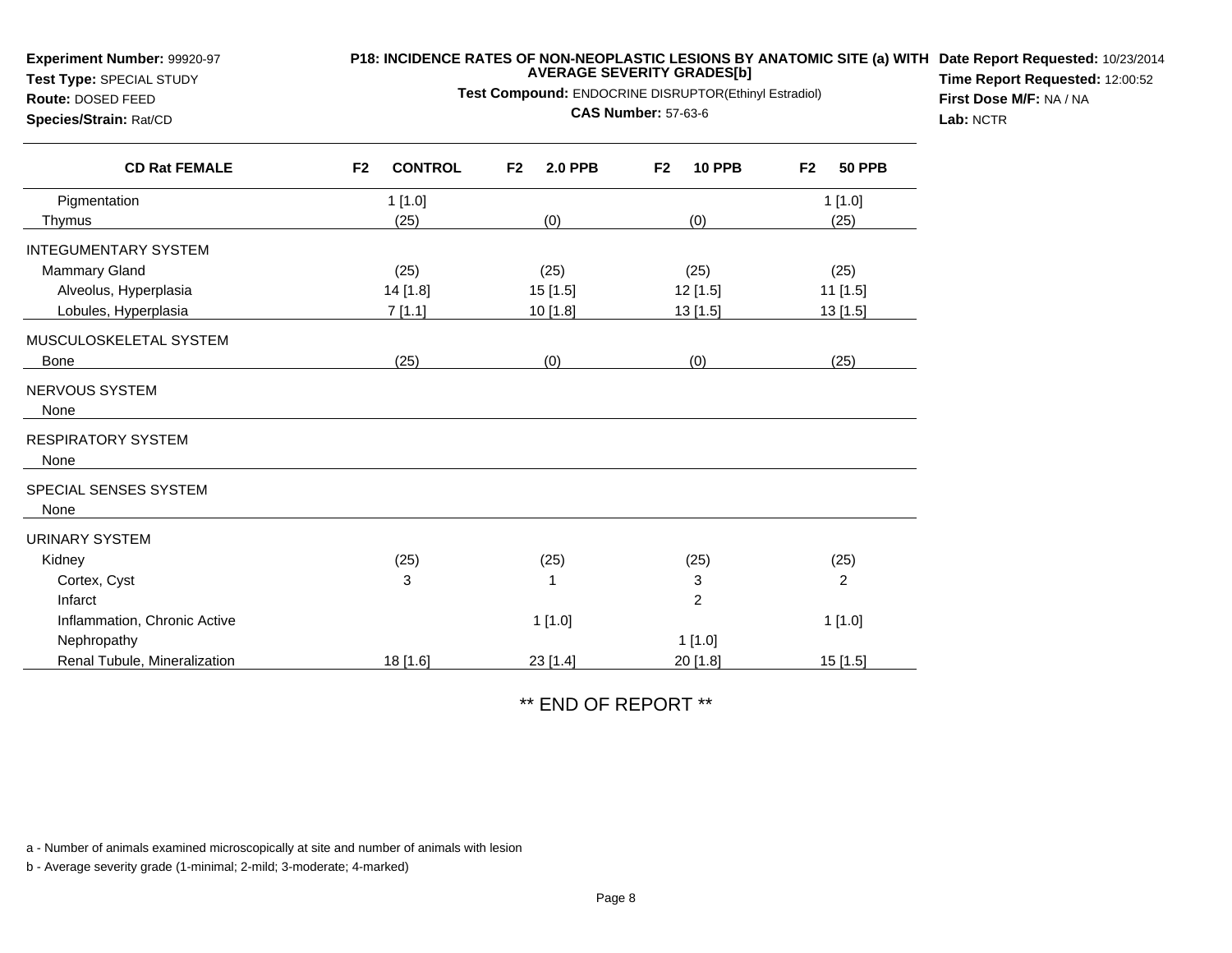**Experiment Number:** 99920-97
**Test Type:** SPECIAL STUDY
**Route:** DOSED FEED
**Species/Strain:** Rat/CD

**P18: INCIDENCE RATES OF NON-NEOPLASTIC LESIONS BY ANATOMIC SITE (a) WITH AVERAGE SEVERITY GRADES[b]**
**Test Compound:** ENDOCRINE DISRUPTOR(Ethinyl Estradiol)
**CAS Number:** 57-63-6

**Date Report Requested:** 10/23/2014
**Time Report Requested:** 12:00:52
**First Dose M/F:** NA / NA
**Lab:** NCTR

| CD Rat FEMALE | F2 CONTROL | F2 2.0 PPB | F2 10 PPB | F2 50 PPB |
|---|---|---|---|---|
| Pigmentation | 1 [1.0] | | | 1 [1.0] |
| Thymus | (25) | (0) | (0) | (25) |
| INTEGUMENTARY SYSTEM | | | | |
| Mammary Gland | (25) | (25) | (25) | (25) |
| Alveolus, Hyperplasia | 14 [1.8] | 15 [1.5] | 12 [1.5] | 11 [1.5] |
| Lobules, Hyperplasia | 7 [1.1] | 10 [1.8] | 13 [1.5] | 13 [1.5] |
| MUSCULOSKELETAL SYSTEM | | | | |
| Bone | (25) | (0) | (0) | (25) |
| NERVOUS SYSTEM | | | | |
| None | | | | |
| RESPIRATORY SYSTEM | | | | |
| None | | | | |
| SPECIAL SENSES SYSTEM | | | | |
| None | | | | |
| URINARY SYSTEM | | | | |
| Kidney | (25) | (25) | (25) | (25) |
| Cortex, Cyst | 3 | 1 | 3 | 2 |
| Infarct | | | 2 | |
| Inflammation, Chronic Active | | 1 [1.0] | | 1 [1.0] |
| Nephropathy | | | 1 [1.0] | |
| Renal Tubule, Mineralization | 18 [1.6] | 23 [1.4] | 20 [1.8] | 15 [1.5] |

** END OF REPORT **

a - Number of animals examined microscopically at site and number of animals with lesion

b - Average severity grade (1-minimal; 2-mild; 3-moderate; 4-marked)